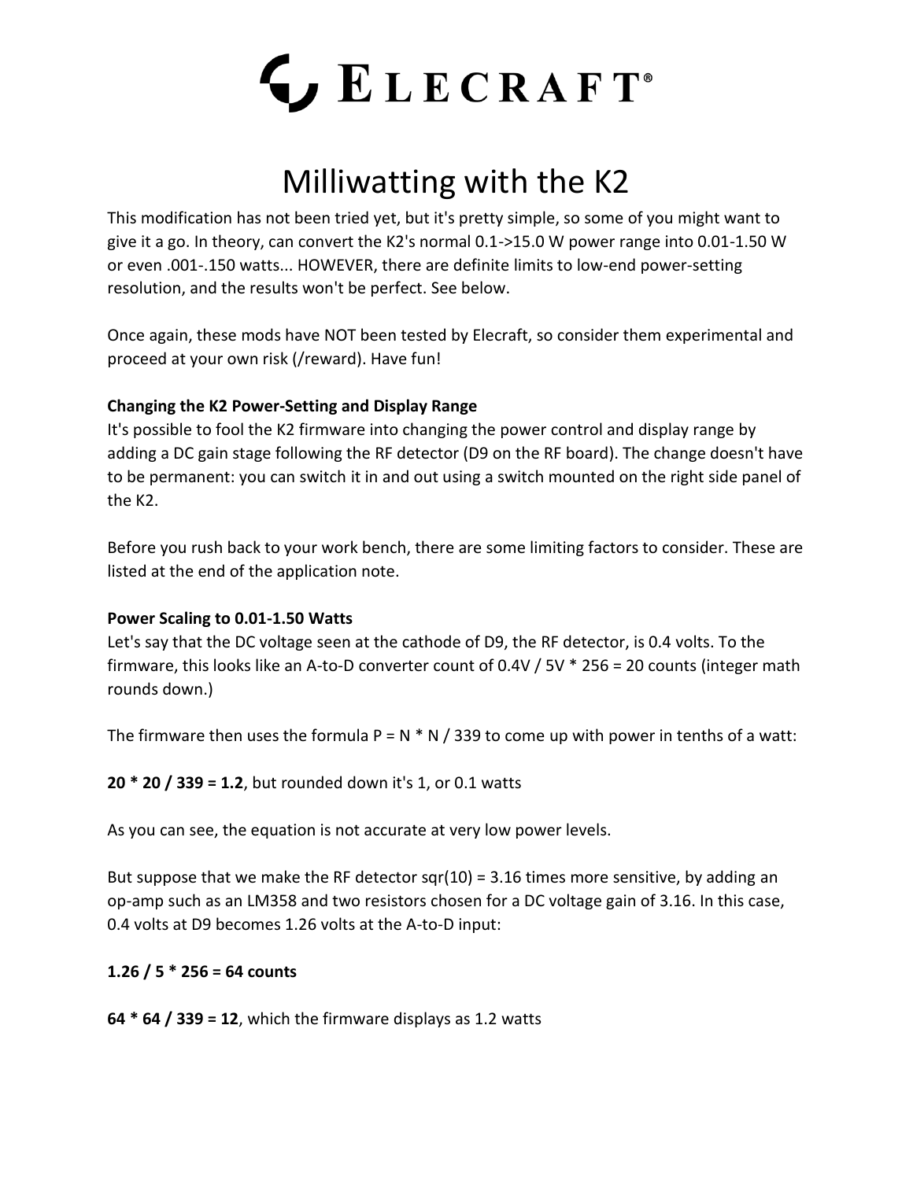# ELECRAFT®

## Milliwatting with the K2

This modification has not been tried yet, but it's pretty simple, so some of you might want to give it a go. In theory, can convert the K2's normal 0.1->15.0 W power range into 0.01-1.50 W or even .001-.150 watts... HOWEVER, there are definite limits to low-end power-setting resolution, and the results won't be perfect. See below.

Once again, these mods have NOT been tested by Elecraft, so consider them experimental and proceed at your own risk (/reward). Have fun!

**Changing the K2 Power-Setting and Display Range**

It's possible to fool the K2 firmware into changing the power control and display range by adding a DC gain stage following the RF detector (D9 on the RF board). The change doesn't have to be permanent: you can switch it in and out using a switch mounted on the right side panel of the K2.

Before you rush back to your work bench, there are some limiting factors to consider. These are listed at the end of the application note.

**Power Scaling to 0.01-1.50 Watts**

Let's say that the DC voltage seen at the cathode of D9, the RF detector, is 0.4 volts. To the firmware, this looks like an A-to-D converter count of 0.4V / 5V * 256 = 20 counts (integer math rounds down.)

The firmware then uses the formula P = N * N / 339 to come up with power in tenths of a watt:

**20 * 20 / 339 = 1.2**, but rounded down it's 1, or 0.1 watts

As you can see, the equation is not accurate at very low power levels.

But suppose that we make the RF detector sqr(10) = 3.16 times more sensitive, by adding an op-amp such as an LM358 and two resistors chosen for a DC voltage gain of 3.16. In this case, 0.4 volts at D9 becomes 1.26 volts at the A-to-D input:

**1.26 / 5 * 256 = 64 counts**

**64 * 64 / 339 = 12**, which the firmware displays as 1.2 watts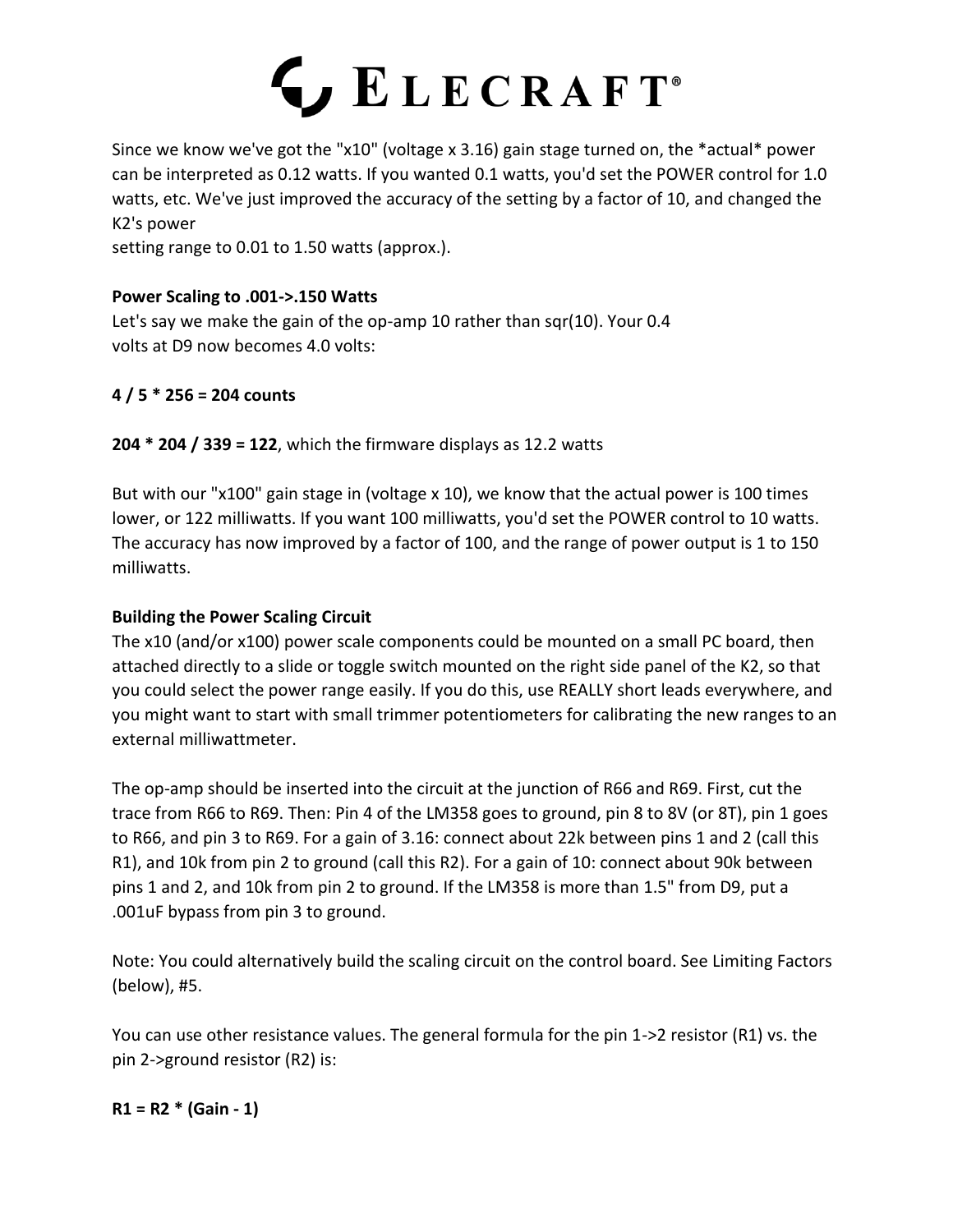Since we know we've got the "x10" (voltage x 3.16) gain stage turned on, the *actual* power can be interpreted as 0.12 watts. If you wanted 0.1 watts, you'd set the POWER control for 1.0 watts, etc. We've just improved the accuracy of the setting by a factor of 10, and changed the K2's power
setting range to 0.01 to 1.50 watts (approx.).

**Power Scaling to .001->.150 Watts**
Let's say we make the gain of the op-amp 10 rather than sqr(10). Your 0.4 volts at D9 now becomes 4.0 volts:

**4 / 5 * 256 = 204 counts**

**204 * 204 / 339 = 122**, which the firmware displays as 12.2 watts

But with our "x100" gain stage in (voltage x 10), we know that the actual power is 100 times lower, or 122 milliwatts. If you want 100 milliwatts, you'd set the POWER control to 10 watts. The accuracy has now improved by a factor of 100, and the range of power output is 1 to 150 milliwatts.

**Building the Power Scaling Circuit**
The x10 (and/or x100) power scale components could be mounted on a small PC board, then attached directly to a slide or toggle switch mounted on the right side panel of the K2, so that you could select the power range easily. If you do this, use REALLY short leads everywhere, and you might want to start with small trimmer potentiometers for calibrating the new ranges to an external milliwattmeter.

The op-amp should be inserted into the circuit at the junction of R66 and R69. First, cut the trace from R66 to R69. Then: Pin 4 of the LM358 goes to ground, pin 8 to 8V (or 8T), pin 1 goes to R66, and pin 3 to R69. For a gain of 3.16: connect about 22k between pins 1 and 2 (call this R1), and 10k from pin 2 to ground (call this R2). For a gain of 10: connect about 90k between pins 1 and 2, and 10k from pin 2 to ground. If the LM358 is more than 1.5" from D9, put a .001uF bypass from pin 3 to ground.

Note: You could alternatively build the scaling circuit on the control board. See Limiting Factors (below), #5.

You can use other resistance values. The general formula for the pin 1->2 resistor (R1) vs. the pin 2->ground resistor (R2) is:

**R1 = R2 * (Gain - 1)**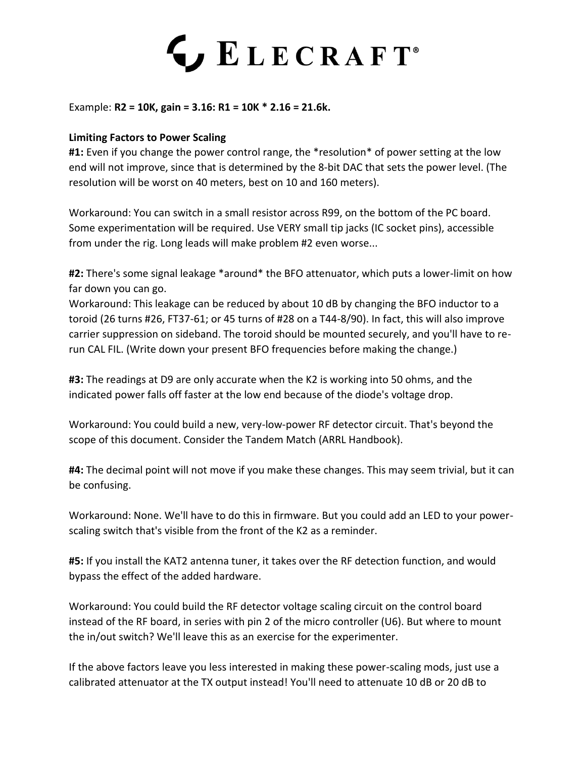Example: **R2 = 10K, gain = 3.16: R1 = 10K * 2.16 = 21.6k.**

**Limiting Factors to Power Scaling**

**#1:** Even if you change the power control range, the *resolution* of power setting at the low end will not improve, since that is determined by the 8-bit DAC that sets the power level. (The resolution will be worst on 40 meters, best on 10 and 160 meters).

Workaround: You can switch in a small resistor across R99, on the bottom of the PC board. Some experimentation will be required. Use VERY small tip jacks (IC socket pins), accessible from under the rig. Long leads will make problem #2 even worse...

**#2:** There's some signal leakage *around* the BFO attenuator, which puts a lower-limit on how far down you can go.
Workaround: This leakage can be reduced by about 10 dB by changing the BFO inductor to a toroid (26 turns #26, FT37-61; or 45 turns of #28 on a T44-8/90). In fact, this will also improve carrier suppression on sideband. The toroid should be mounted securely, and you'll have to re-run CAL FIL. (Write down your present BFO frequencies before making the change.)

**#3:** The readings at D9 are only accurate when the K2 is working into 50 ohms, and the indicated power falls off faster at the low end because of the diode's voltage drop.

Workaround: You could build a new, very-low-power RF detector circuit. That's beyond the scope of this document. Consider the Tandem Match (ARRL Handbook).

**#4:** The decimal point will not move if you make these changes. This may seem trivial, but it can be confusing.

Workaround: None. We'll have to do this in firmware. But you could add an LED to your power-scaling switch that's visible from the front of the K2 as a reminder.

**#5:** If you install the KAT2 antenna tuner, it takes over the RF detection function, and would bypass the effect of the added hardware.

Workaround: You could build the RF detector voltage scaling circuit on the control board instead of the RF board, in series with pin 2 of the micro controller (U6). But where to mount the in/out switch? We'll leave this as an exercise for the experimenter.

If the above factors leave you less interested in making these power-scaling mods, just use a calibrated attenuator at the TX output instead! You'll need to attenuate 10 dB or 20 dB to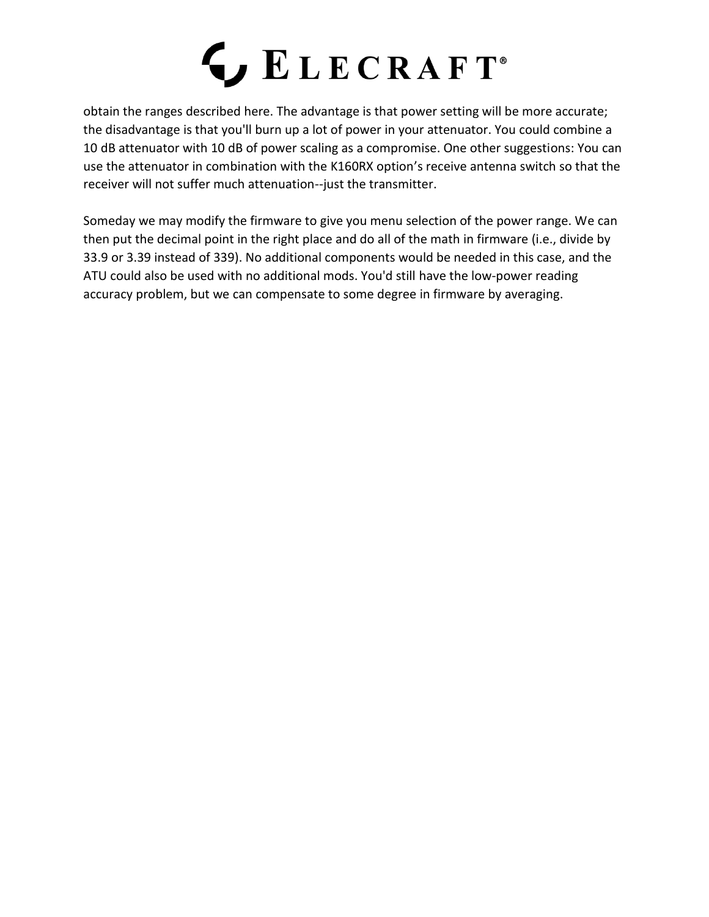obtain the ranges described here. The advantage is that power setting will be more accurate; the disadvantage is that you'll burn up a lot of power in your attenuator. You could combine a 10 dB attenuator with 10 dB of power scaling as a compromise. One other suggestions: You can use the attenuator in combination with the K160RX option's receive antenna switch so that the receiver will not suffer much attenuation--just the transmitter.

Someday we may modify the firmware to give you menu selection of the power range. We can then put the decimal point in the right place and do all of the math in firmware (i.e., divide by 33.9 or 3.39 instead of 339). No additional components would be needed in this case, and the ATU could also be used with no additional mods. You'd still have the low-power reading accuracy problem, but we can compensate to some degree in firmware by averaging.